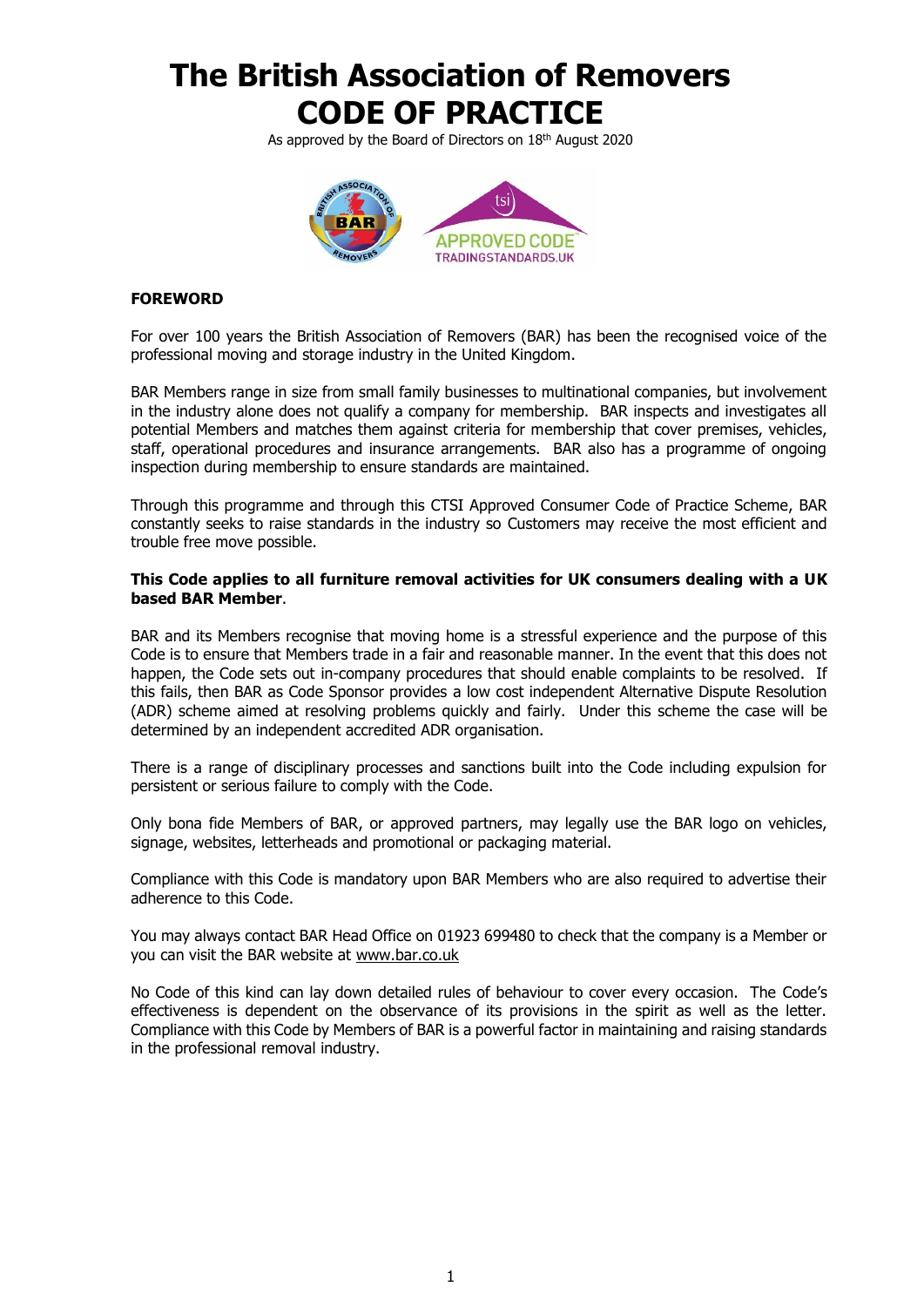# The British Association of Removers
# CODE OF PRACTICE

As approved by the Board of Directors on 18th August 2020

## FOREWORD

For over 100 years the British Association of Removers (BAR) has been the recognised voice of the professional moving and storage industry in the United Kingdom.

BAR Members range in size from small family businesses to multinational companies, but involvement in the industry alone does not qualify a company for membership. BAR inspects and investigates all potential Members and matches them against criteria for membership that cover premises, vehicles, staff, operational procedures and insurance arrangements. BAR also has a programme of ongoing inspection during membership to ensure standards are maintained.

Through this programme and through this CTSI Approved Consumer Code of Practice Scheme, BAR constantly seeks to raise standards in the industry so Customers may receive the most efficient and trouble free move possible.

**This Code applies to all furniture removal activities for UK consumers dealing with a UK based BAR Member**.

BAR and its Members recognise that moving home is a stressful experience and the purpose of this Code is to ensure that Members trade in a fair and reasonable manner. In the event that this does not happen, the Code sets out in-company procedures that should enable complaints to be resolved. If this fails, then BAR as Code Sponsor provides a low cost independent Alternative Dispute Resolution (ADR) scheme aimed at resolving problems quickly and fairly. Under this scheme the case will be determined by an independent accredited ADR organisation.

There is a range of disciplinary processes and sanctions built into the Code including expulsion for persistent or serious failure to comply with the Code.

Only bona fide Members of BAR, or approved partners, may legally use the BAR logo on vehicles, signage, websites, letterheads and promotional or packaging material.

Compliance with this Code is mandatory upon BAR Members who are also required to advertise their adherence to this Code.

You may always contact BAR Head Office on 01923 699480 to check that the company is a Member or you can visit the BAR website at www.bar.co.uk

No Code of this kind can lay down detailed rules of behaviour to cover every occasion. The Code's effectiveness is dependent on the observance of its provisions in the spirit as well as the letter. Compliance with this Code by Members of BAR is a powerful factor in maintaining and raising standards in the professional removal industry.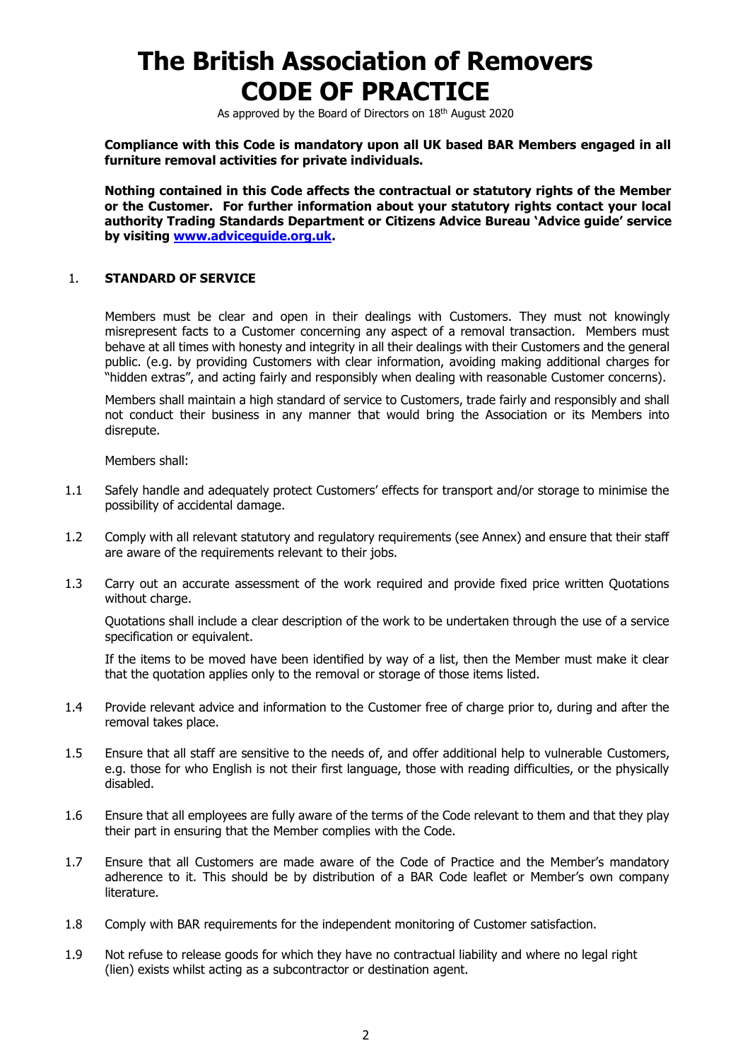# The British Association of Removers CODE OF PRACTICE

As approved by the Board of Directors on 18th August 2020

**Compliance with this Code is mandatory upon all UK based BAR Members engaged in all furniture removal activities for private individuals.**

**Nothing contained in this Code affects the contractual or statutory rights of the Member or the Customer. For further information about your statutory rights contact your local authority Trading Standards Department or Citizens Advice Bureau 'Advice guide' service by visiting [www.adviceguide.org.uk](www.adviceguide.org.uk).**

## 1. STANDARD OF SERVICE

Members must be clear and open in their dealings with Customers. They must not knowingly misrepresent facts to a Customer concerning any aspect of a removal transaction. Members must behave at all times with honesty and integrity in all their dealings with their Customers and the general public. (e.g. by providing Customers with clear information, avoiding making additional charges for "hidden extras", and acting fairly and responsibly when dealing with reasonable Customer concerns).

Members shall maintain a high standard of service to Customers, trade fairly and responsibly and shall not conduct their business in any manner that would bring the Association or its Members into disrepute.

Members shall:

1.1 Safely handle and adequately protect Customers' effects for transport and/or storage to minimise the possibility of accidental damage.

1.2 Comply with all relevant statutory and regulatory requirements (see Annex) and ensure that their staff are aware of the requirements relevant to their jobs.

1.3 Carry out an accurate assessment of the work required and provide fixed price written Quotations without charge.

Quotations shall include a clear description of the work to be undertaken through the use of a service specification or equivalent.

If the items to be moved have been identified by way of a list, then the Member must make it clear that the quotation applies only to the removal or storage of those items listed.

1.4 Provide relevant advice and information to the Customer free of charge prior to, during and after the removal takes place.

1.5 Ensure that all staff are sensitive to the needs of, and offer additional help to vulnerable Customers, e.g. those for who English is not their first language, those with reading difficulties, or the physically disabled.

1.6 Ensure that all employees are fully aware of the terms of the Code relevant to them and that they play their part in ensuring that the Member complies with the Code.

1.7 Ensure that all Customers are made aware of the Code of Practice and the Member's mandatory adherence to it. This should be by distribution of a BAR Code leaflet or Member's own company literature.

1.8 Comply with BAR requirements for the independent monitoring of Customer satisfaction.

1.9 Not refuse to release goods for which they have no contractual liability and where no legal right (lien) exists whilst acting as a subcontractor or destination agent.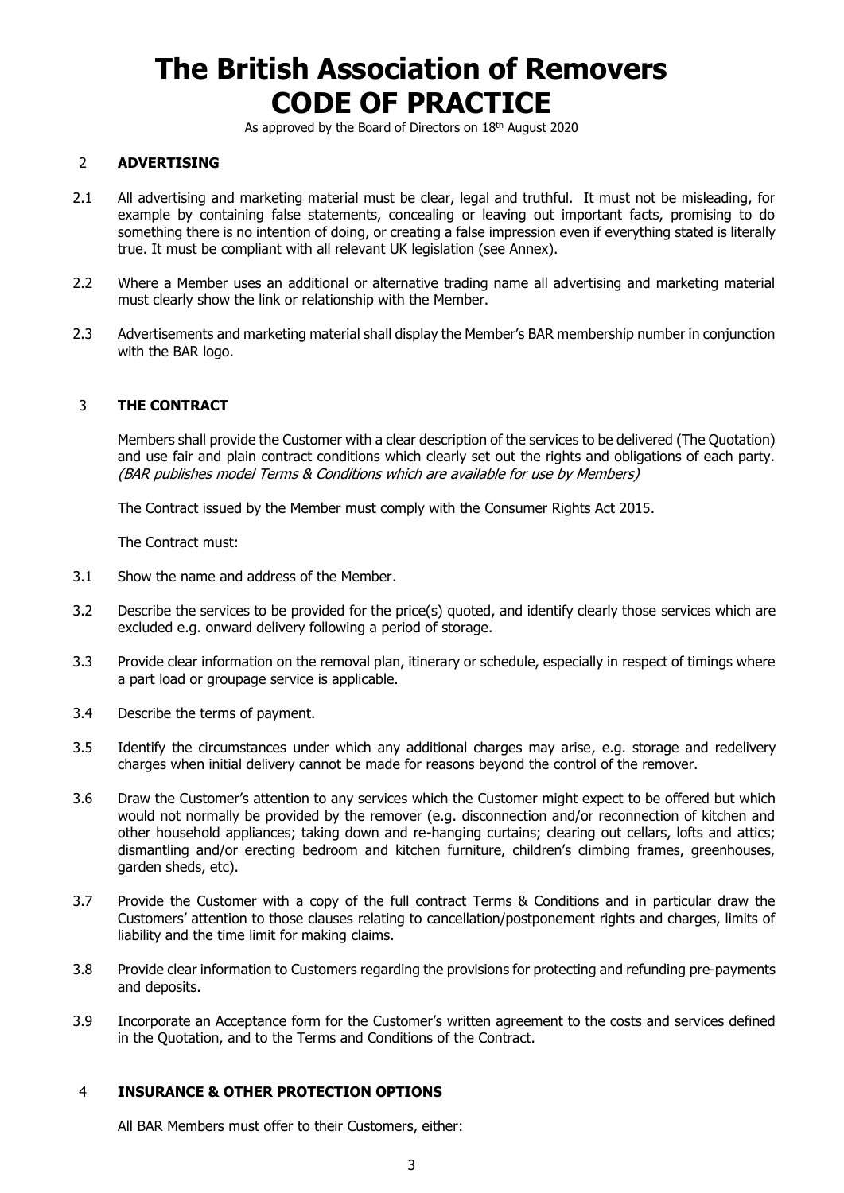# The British Association of Removers CODE OF PRACTICE

As approved by the Board of Directors on 18th August 2020

## 2 ADVERTISING

2.1 All advertising and marketing material must be clear, legal and truthful. It must not be misleading, for example by containing false statements, concealing or leaving out important facts, promising to do something there is no intention of doing, or creating a false impression even if everything stated is literally true. It must be compliant with all relevant UK legislation (see Annex).

2.2 Where a Member uses an additional or alternative trading name all advertising and marketing material must clearly show the link or relationship with the Member.

2.3 Advertisements and marketing material shall display the Member's BAR membership number in conjunction with the BAR logo.

## 3 THE CONTRACT

Members shall provide the Customer with a clear description of the services to be delivered (The Quotation) and use fair and plain contract conditions which clearly set out the rights and obligations of each party. *(BAR publishes model Terms & Conditions which are available for use by Members)*

The Contract issued by the Member must comply with the Consumer Rights Act 2015.

The Contract must:

3.1 Show the name and address of the Member.

3.2 Describe the services to be provided for the price(s) quoted, and identify clearly those services which are excluded e.g. onward delivery following a period of storage.

3.3 Provide clear information on the removal plan, itinerary or schedule, especially in respect of timings where a part load or groupage service is applicable.

3.4 Describe the terms of payment.

3.5 Identify the circumstances under which any additional charges may arise, e.g. storage and redelivery charges when initial delivery cannot be made for reasons beyond the control of the remover.

3.6 Draw the Customer's attention to any services which the Customer might expect to be offered but which would not normally be provided by the remover (e.g. disconnection and/or reconnection of kitchen and other household appliances; taking down and re-hanging curtains; clearing out cellars, lofts and attics; dismantling and/or erecting bedroom and kitchen furniture, children's climbing frames, greenhouses, garden sheds, etc).

3.7 Provide the Customer with a copy of the full contract Terms & Conditions and in particular draw the Customers' attention to those clauses relating to cancellation/postponement rights and charges, limits of liability and the time limit for making claims.

3.8 Provide clear information to Customers regarding the provisions for protecting and refunding pre-payments and deposits.

3.9 Incorporate an Acceptance form for the Customer's written agreement to the costs and services defined in the Quotation, and to the Terms and Conditions of the Contract.

## 4 INSURANCE & OTHER PROTECTION OPTIONS

All BAR Members must offer to their Customers, either: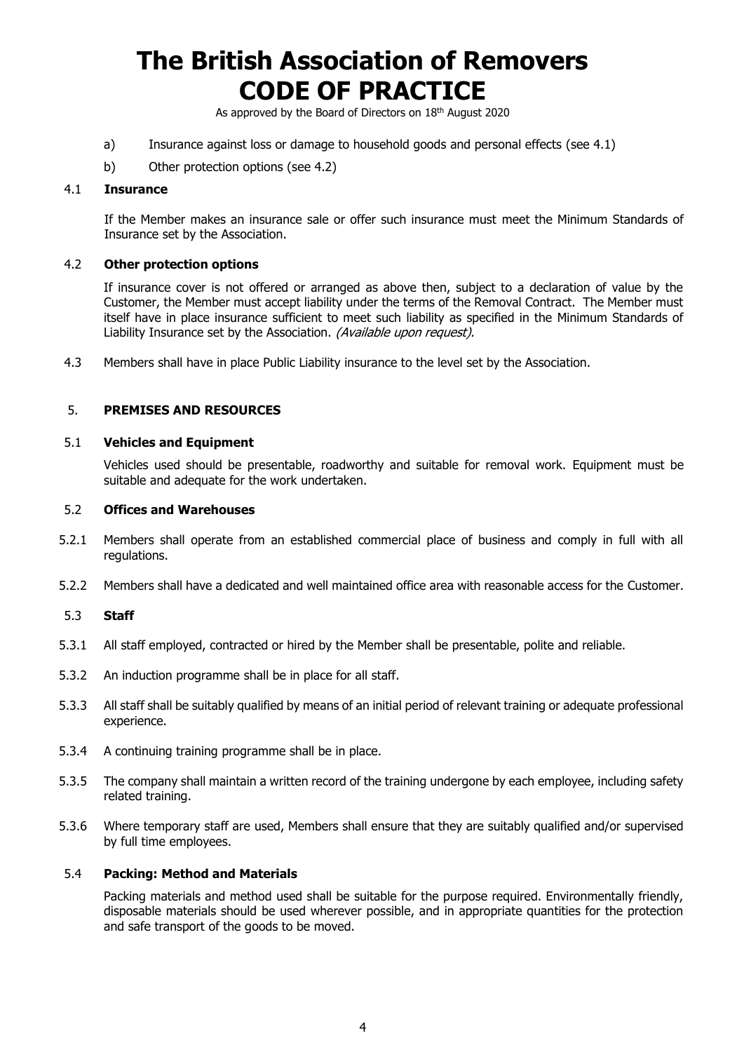a) Insurance against loss or damage to household goods and personal effects (see 4.1)

b) Other protection options (see 4.2)

### 4.1 Insurance

If the Member makes an insurance sale or offer such insurance must meet the Minimum Standards of Insurance set by the Association.

### 4.2 Other protection options

If insurance cover is not offered or arranged as above then, subject to a declaration of value by the Customer, the Member must accept liability under the terms of the Removal Contract. The Member must itself have in place insurance sufficient to meet such liability as specified in the Minimum Standards of Liability Insurance set by the Association. *(Available upon request).*

4.3 Members shall have in place Public Liability insurance to the level set by the Association.

## 5. PREMISES AND RESOURCES

### 5.1 Vehicles and Equipment

Vehicles used should be presentable, roadworthy and suitable for removal work. Equipment must be suitable and adequate for the work undertaken.

### 5.2 Offices and Warehouses

5.2.1 Members shall operate from an established commercial place of business and comply in full with all regulations.

5.2.2 Members shall have a dedicated and well maintained office area with reasonable access for the Customer.

### 5.3 Staff

5.3.1 All staff employed, contracted or hired by the Member shall be presentable, polite and reliable.

5.3.2 An induction programme shall be in place for all staff.

5.3.3 All staff shall be suitably qualified by means of an initial period of relevant training or adequate professional experience.

5.3.4 A continuing training programme shall be in place.

5.3.5 The company shall maintain a written record of the training undergone by each employee, including safety related training.

5.3.6 Where temporary staff are used, Members shall ensure that they are suitably qualified and/or supervised by full time employees.

### 5.4 Packing: Method and Materials

Packing materials and method used shall be suitable for the purpose required. Environmentally friendly, disposable materials should be used wherever possible, and in appropriate quantities for the protection and safe transport of the goods to be moved.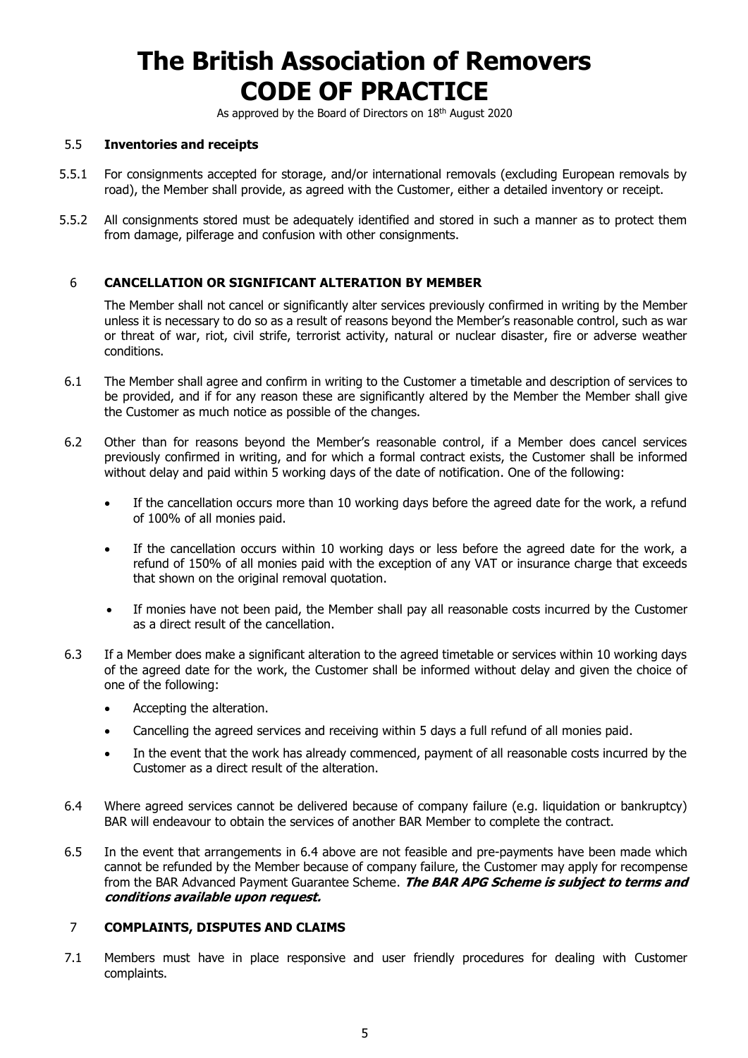# The British Association of Removers CODE OF PRACTICE

As approved by the Board of Directors on 18th August 2020

### 5.5 Inventories and receipts

5.5.1 For consignments accepted for storage, and/or international removals (excluding European removals by road), the Member shall provide, as agreed with the Customer, either a detailed inventory or receipt.

5.5.2 All consignments stored must be adequately identified and stored in such a manner as to protect them from damage, pilferage and confusion with other consignments.

## 6 CANCELLATION OR SIGNIFICANT ALTERATION BY MEMBER

The Member shall not cancel or significantly alter services previously confirmed in writing by the Member unless it is necessary to do so as a result of reasons beyond the Member's reasonable control, such as war or threat of war, riot, civil strife, terrorist activity, natural or nuclear disaster, fire or adverse weather conditions.

6.1 The Member shall agree and confirm in writing to the Customer a timetable and description of services to be provided, and if for any reason these are significantly altered by the Member the Member shall give the Customer as much notice as possible of the changes.

6.2 Other than for reasons beyond the Member's reasonable control, if a Member does cancel services previously confirmed in writing, and for which a formal contract exists, the Customer shall be informed without delay and paid within 5 working days of the date of notification. One of the following:

- If the cancellation occurs more than 10 working days before the agreed date for the work, a refund of 100% of all monies paid.
- If the cancellation occurs within 10 working days or less before the agreed date for the work, a refund of 150% of all monies paid with the exception of any VAT or insurance charge that exceeds that shown on the original removal quotation.
- If monies have not been paid, the Member shall pay all reasonable costs incurred by the Customer as a direct result of the cancellation.

6.3 If a Member does make a significant alteration to the agreed timetable or services within 10 working days of the agreed date for the work, the Customer shall be informed without delay and given the choice of one of the following:

- Accepting the alteration.
- Cancelling the agreed services and receiving within 5 days a full refund of all monies paid.
- In the event that the work has already commenced, payment of all reasonable costs incurred by the Customer as a direct result of the alteration.

6.4 Where agreed services cannot be delivered because of company failure (e.g. liquidation or bankruptcy) BAR will endeavour to obtain the services of another BAR Member to complete the contract.

6.5 In the event that arrangements in 6.4 above are not feasible and pre-payments have been made which cannot be refunded by the Member because of company failure, the Customer may apply for recompense from the BAR Advanced Payment Guarantee Scheme. ***The BAR APG Scheme is subject to terms and conditions available upon request.***

## 7 COMPLAINTS, DISPUTES AND CLAIMS

7.1 Members must have in place responsive and user friendly procedures for dealing with Customer complaints.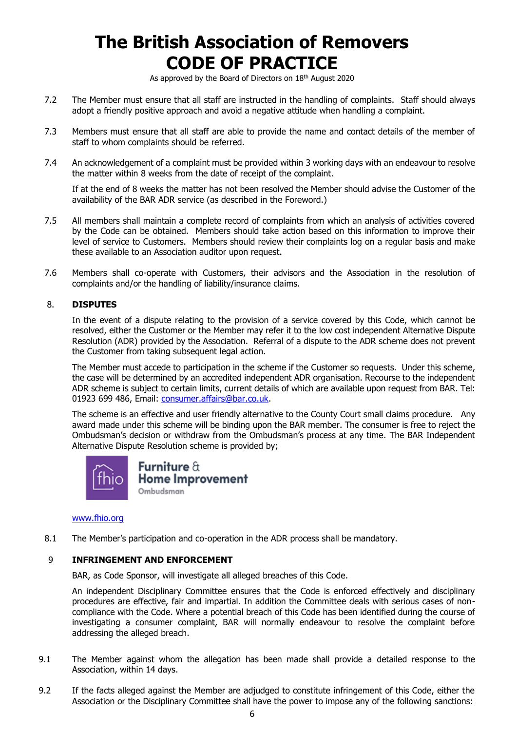# The British Association of Removers CODE OF PRACTICE

As approved by the Board of Directors on 18th August 2020

7.2 The Member must ensure that all staff are instructed in the handling of complaints. Staff should always adopt a friendly positive approach and avoid a negative attitude when handling a complaint.

7.3 Members must ensure that all staff are able to provide the name and contact details of the member of staff to whom complaints should be referred.

7.4 An acknowledgement of a complaint must be provided within 3 working days with an endeavour to resolve the matter within 8 weeks from the date of receipt of the complaint.

If at the end of 8 weeks the matter has not been resolved the Member should advise the Customer of the availability of the BAR ADR service (as described in the Foreword.)

7.5 All members shall maintain a complete record of complaints from which an analysis of activities covered by the Code can be obtained. Members should take action based on this information to improve their level of service to Customers. Members should review their complaints log on a regular basis and make these available to an Association auditor upon request.

7.6 Members shall co-operate with Customers, their advisors and the Association in the resolution of complaints and/or the handling of liability/insurance claims.

## 8. DISPUTES

In the event of a dispute relating to the provision of a service covered by this Code, which cannot be resolved, either the Customer or the Member may refer it to the low cost independent Alternative Dispute Resolution (ADR) provided by the Association. Referral of a dispute to the ADR scheme does not prevent the Customer from taking subsequent legal action.

The Member must accede to participation in the scheme if the Customer so requests. Under this scheme, the case will be determined by an accredited independent ADR organisation. Recourse to the independent ADR scheme is subject to certain limits, current details of which are available upon request from BAR. Tel: 01923 699 486, Email: consumer.affairs@bar.co.uk.

The scheme is an effective and user friendly alternative to the County Court small claims procedure. Any award made under this scheme will be binding upon the BAR member. The consumer is free to reject the Ombudsman's decision or withdraw from the Ombudsman's process at any time. The BAR Independent Alternative Dispute Resolution scheme is provided by;

fhio Furniture & Home Improvement Ombudsman

www.fhio.org

8.1 The Member's participation and co-operation in the ADR process shall be mandatory.

## 9 INFRINGEMENT AND ENFORCEMENT

BAR, as Code Sponsor, will investigate all alleged breaches of this Code.

An independent Disciplinary Committee ensures that the Code is enforced effectively and disciplinary procedures are effective, fair and impartial. In addition the Committee deals with serious cases of non-compliance with the Code. Where a potential breach of this Code has been identified during the course of investigating a consumer complaint, BAR will normally endeavour to resolve the complaint before addressing the alleged breach.

9.1 The Member against whom the allegation has been made shall provide a detailed response to the Association, within 14 days.

9.2 If the facts alleged against the Member are adjudged to constitute infringement of this Code, either the Association or the Disciplinary Committee shall have the power to impose any of the following sanctions: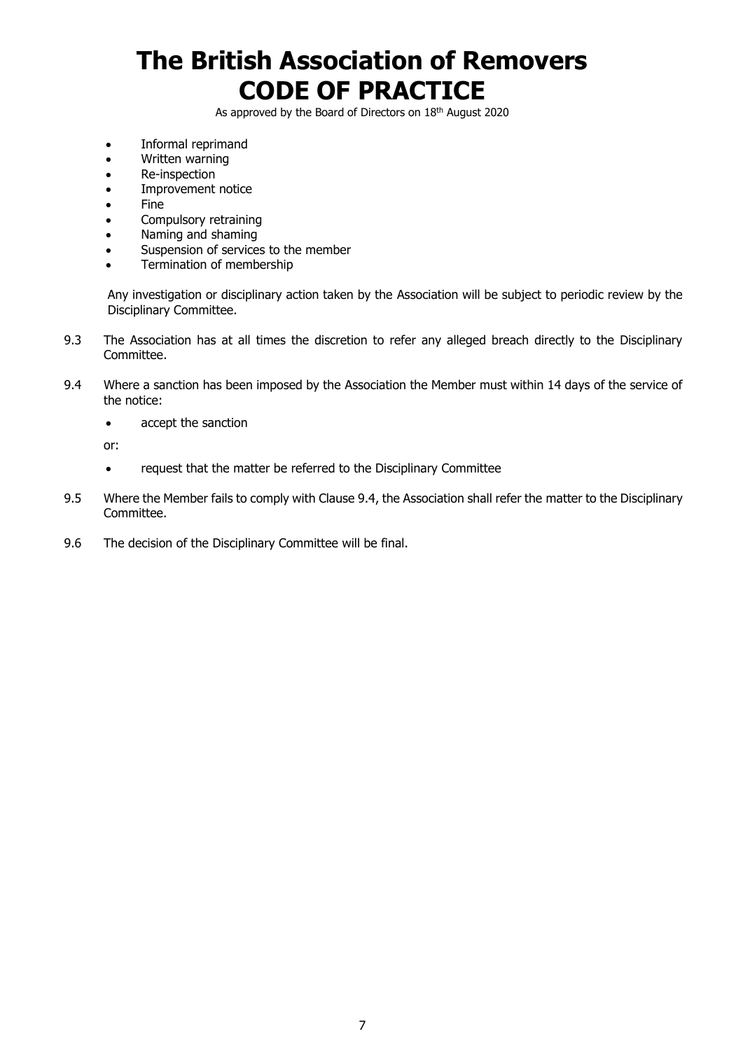- Informal reprimand
- Written warning
- Re-inspection
- Improvement notice
- Fine
- Compulsory retraining
- Naming and shaming
- Suspension of services to the member
- Termination of membership

Any investigation or disciplinary action taken by the Association will be subject to periodic review by the Disciplinary Committee.

9.3 The Association has at all times the discretion to refer any alleged breach directly to the Disciplinary Committee.

9.4 Where a sanction has been imposed by the Association the Member must within 14 days of the service of the notice:

- accept the sanction

or:

- request that the matter be referred to the Disciplinary Committee

9.5 Where the Member fails to comply with Clause 9.4, the Association shall refer the matter to the Disciplinary Committee.

9.6 The decision of the Disciplinary Committee will be final.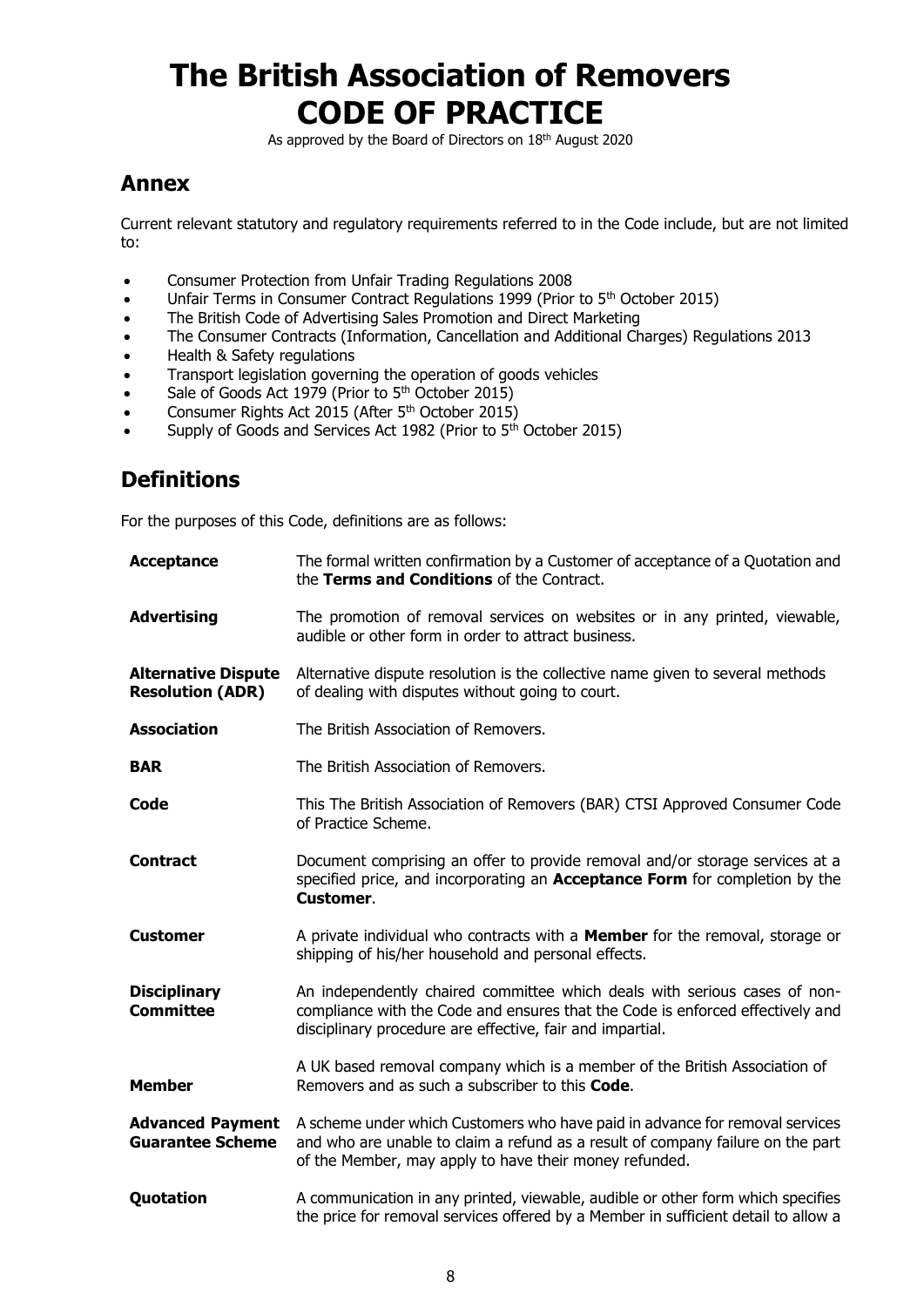# The British Association of Removers CODE OF PRACTICE

As approved by the Board of Directors on 18th August 2020

## Annex

Current relevant statutory and regulatory requirements referred to in the Code include, but are not limited to:

- Consumer Protection from Unfair Trading Regulations 2008
- Unfair Terms in Consumer Contract Regulations 1999 (Prior to 5th October 2015)
- The British Code of Advertising Sales Promotion and Direct Marketing
- The Consumer Contracts (Information, Cancellation and Additional Charges) Regulations 2013
- Health & Safety regulations
- Transport legislation governing the operation of goods vehicles
- Sale of Goods Act 1979 (Prior to 5th October 2015)
- Consumer Rights Act 2015 (After 5th October 2015)
- Supply of Goods and Services Act 1982 (Prior to 5th October 2015)

## Definitions

For the purposes of this Code, definitions are as follows:

| Term | Definition |
|---|---|
| **Acceptance** | The formal written confirmation by a Customer of acceptance of a Quotation and the **Terms and Conditions** of the Contract. |
| **Advertising** | The promotion of removal services on websites or in any printed, viewable, audible or other form in order to attract business. |
| **Alternative Dispute Resolution (ADR)** | Alternative dispute resolution is the collective name given to several methods of dealing with disputes without going to court. |
| **Association** | The British Association of Removers. |
| **BAR** | The British Association of Removers. |
| **Code** | This The British Association of Removers (BAR) CTSI Approved Consumer Code of Practice Scheme. |
| **Contract** | Document comprising an offer to provide removal and/or storage services at a specified price, and incorporating an **Acceptance Form** for completion by the **Customer**. |
| **Customer** | A private individual who contracts with a **Member** for the removal, storage or shipping of his/her household and personal effects. |
| **Disciplinary Committee** | An independently chaired committee which deals with serious cases of non-compliance with the Code and ensures that the Code is enforced effectively and disciplinary procedure are effective, fair and impartial. |
| **Member** | A UK based removal company which is a member of the British Association of Removers and as such a subscriber to this **Code**. |
| **Advanced Payment Guarantee Scheme** | A scheme under which Customers who have paid in advance for removal services and who are unable to claim a refund as a result of company failure on the part of the Member, may apply to have their money refunded. |
| **Quotation** | A communication in any printed, viewable, audible or other form which specifies the price for removal services offered by a Member in sufficient detail to allow a |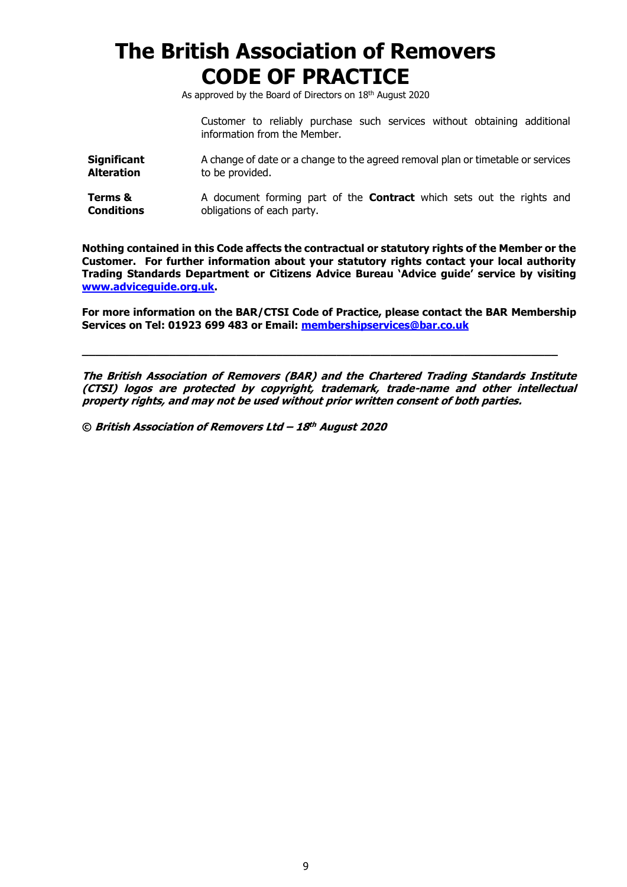Customer to reliably purchase such services without obtaining additional information from the Member.

| | |
|---|---|
| **Significant Alteration** | A change of date or a change to the agreed removal plan or timetable or services to be provided. |
| **Terms & Conditions** | A document forming part of the **Contract** which sets out the rights and obligations of each party. |

**Nothing contained in this Code affects the contractual or statutory rights of the Member or the Customer. For further information about your statutory rights contact your local authority Trading Standards Department or Citizens Advice Bureau 'Advice guide' service by visiting [www.adviceguide.org.uk](http://www.adviceguide.org.uk).**

**For more information on the BAR/CTSI Code of Practice, please contact the BAR Membership Services on Tel: 01923 699 483 or Email: [membershipservices@bar.co.uk](mailto:membershipservices@bar.co.uk)**

---

***The British Association of Removers (BAR) and the Chartered Trading Standards Institute (CTSI) logos are protected by copyright, trademark, trade-name and other intellectual property rights, and may not be used without prior written consent of both parties.***

***© British Association of Removers Ltd – 18th August 2020***